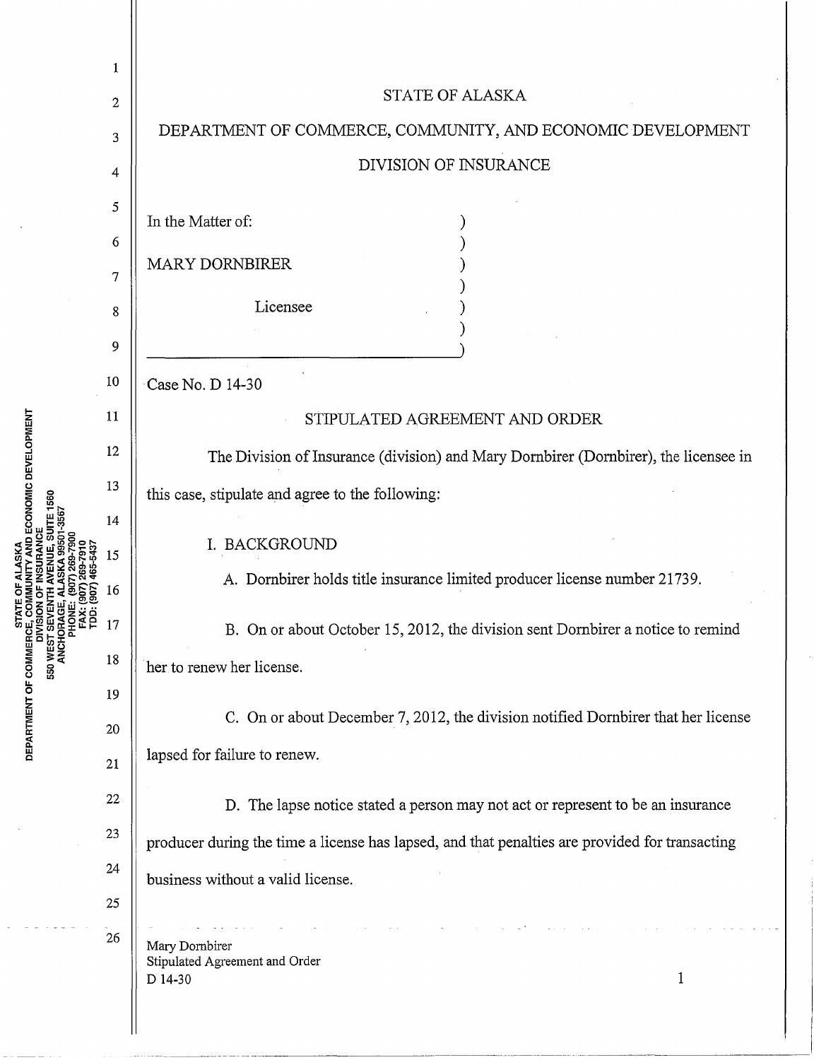STATE OF ALASKA

DEPARTMENT OF COMMERCE, COMMUNITY, AND ECONOMIC DEVELOPMENT

DIVISION OF INSURANCE

In the Matter of:

MARY DORNBIRER

Licensee

Case No. D 14-30

STIPULATED AGREEMENT AND ORDER

The Division of Insurance (division) and Mary Dornbirer (Dornbirer), the licensee in this case, stipulate and agree to the following:

I. BACKGROUND

A. Dornbirer holds title insurance limited producer license number 21739.

B. On or about October 15, 2012, the division sent Dornbirer a notice to remind her to renew her license.

C. On or about December 7, 2012, the division notified Dornbirer that her license lapsed for failure to renew.

D. The lapse notice stated a person may not act or represent to be an insurance producer during the time a license has lapsed, and that penalties are provided for transacting business without a valid license.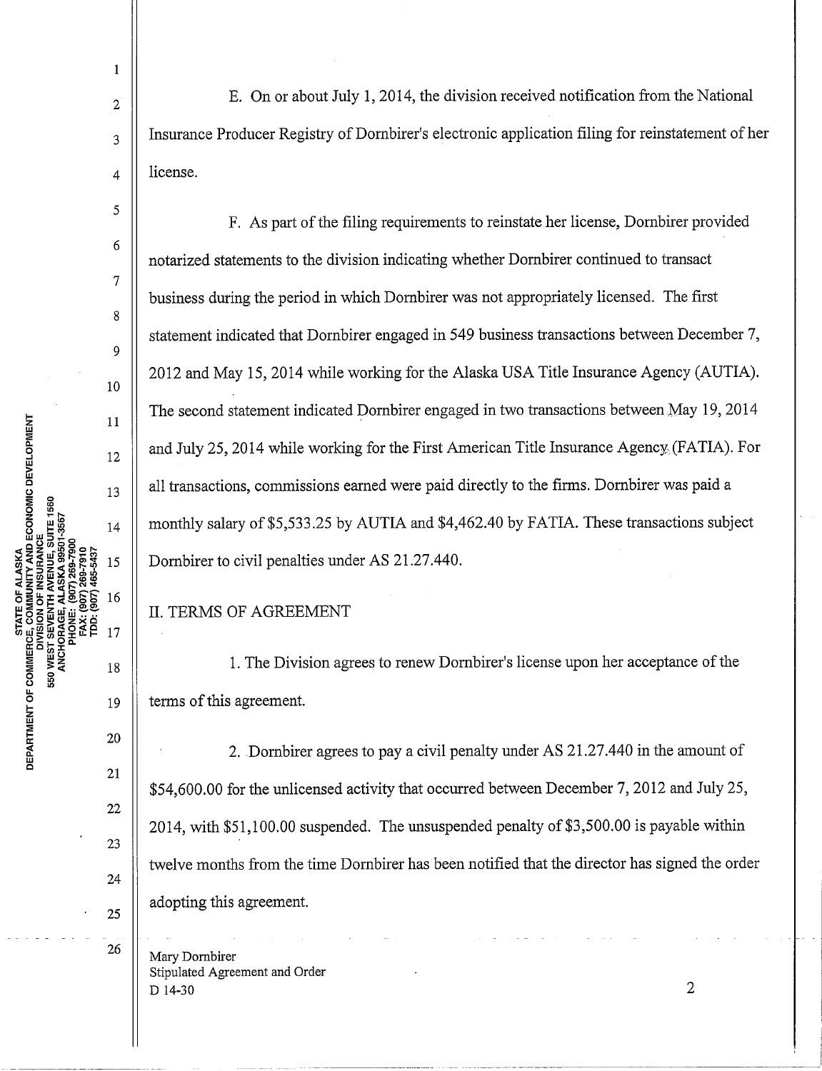E. On or about July 1, 2014, the division received notification from the National Insurance Producer Registry of Dornbirer's electronic application filing for reinstatement of her license.

F. As part of the filing requirements to reinstate her license, Dornbirer provided notarized statements to the division indicating whether Dornbirer continued to transact business during the period in which Dornbirer was not appropriately licensed. The first statement indicated that Dornbirer engaged in 549 business transactions between December 7, 2012 and May 15, 2014 while working for the Alaska USA Title Insurance Agency (AUTIA). The second statement indicated Dornbirer engaged in two transactions between May 19, 2014 and July 25, 2014 while working for the First American Title Insurance Agency (FATIA). For all transactions, commissions earned were paid directly to the firms. Dornbirer was paid a monthly salary of $5,533.25 by AUTIA and $4,462.40 by FATIA. These transactions subject Dornbirer to civil penalties under AS 21.27.440.

## II. TERMS OF AGREEMENT

1. The Division agrees to renew Dornbirer's license upon her acceptance of the terms of this agreement.

2. Dornbirer agrees to pay a civil penalty under AS 21.27.440 in the amount of $54,600.00 for the unlicensed activity that occurred between December 7, 2012 and July 25, 2014, with $51,100.00 suspended. The unsuspended penalty of $3,500.00 is payable within twelve months from the time Dornbirer has been notified that the director has signed the order adopting this agreement.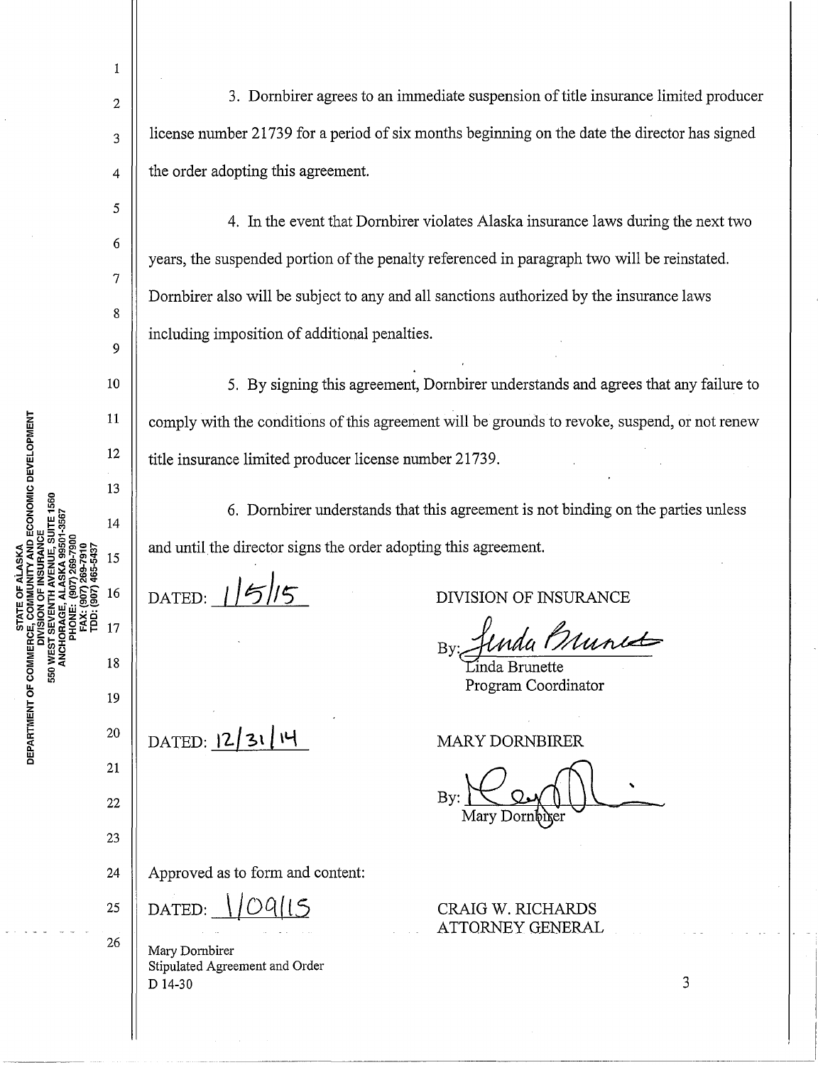3. Dornbirer agrees to an immediate suspension of title insurance limited producer license number 21739 for a period of six months beginning on the date the director has signed the order adopting this agreement.

4. In the event that Dornbirer violates Alaska insurance laws during the next two years, the suspended portion of the penalty referenced in paragraph two will be reinstated. Dornbirer also will be subject to any and all sanctions authorized by the insurance laws including imposition of additional penalties.

5. By signing this agreement, Dornbirer understands and agrees that any failure to comply with the conditions of this agreement will be grounds to revoke, suspend, or not renew title insurance limited producer license number 21739.

6. Dornbirer understands that this agreement is not binding on the parties unless and until the director signs the order adopting this agreement.

DATED: 1/5/15

DIVISION OF INSURANCE

By: Linda Brunette
Linda Brunette
Program Coordinator

DATED: 12/31/14

MARY DORNBIRER

By: Mary Dornbirer
Mary Dornbirer

Approved as to form and content:

DATED: 1/09/15

CRAIG W. RICHARDS
ATTORNEY GENERAL

Mary Dornbirer
Stipulated Agreement and Order
D 14-30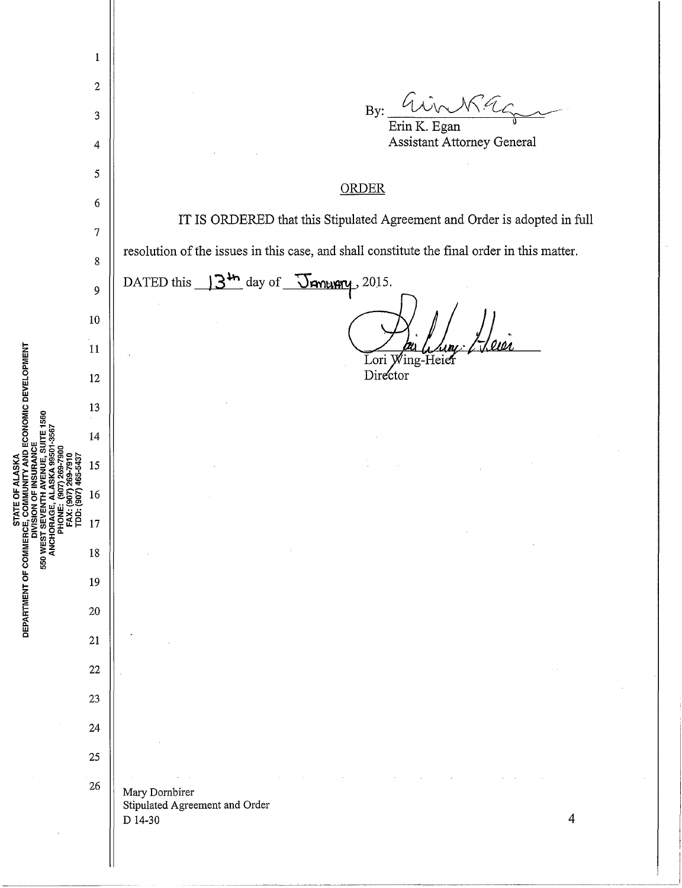By: Erin K. Egan
Erin K. Egan
Assistant Attorney General

## ORDER

IT IS ORDERED that this Stipulated Agreement and Order is adopted in full resolution of the issues in this case, and shall constitute the final order in this matter.

DATED this 13th day of January, 2015.

Lori Wing-Heier
Lori Wing-Heier
Director

Mary Dornbirer
Stipulated Agreement and Order
D 14-30